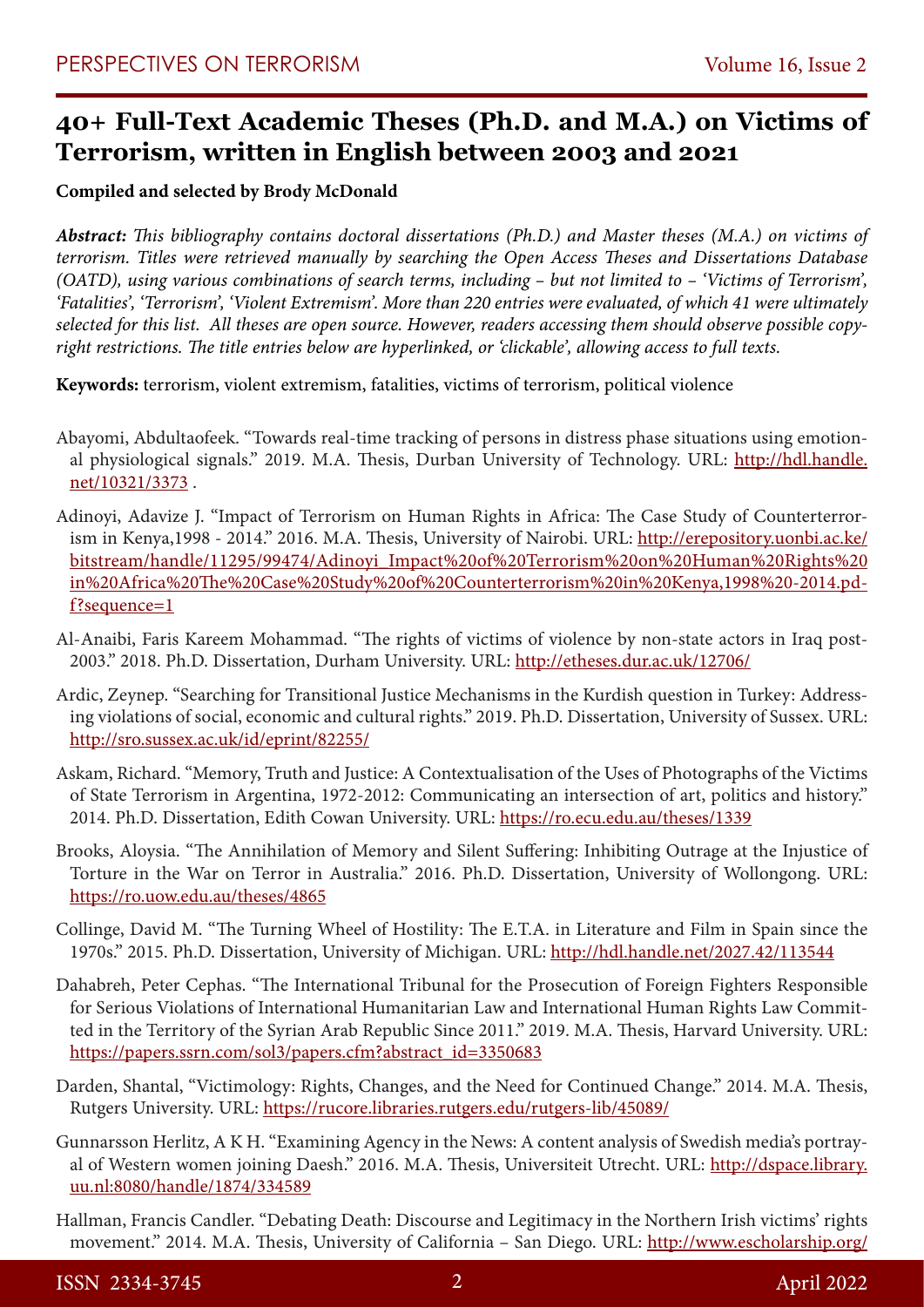# 40+ Full-Text Academic Theses (Ph.D. and M.A.) on Victims of Terrorism, written in English between 2003 and 2021

**Compiled and selected by Brody McDonald**

***Abstract:*** *This bibliography contains doctoral dissertations (Ph.D.) and Master theses (M.A.) on victims of terrorism. Titles were retrieved manually by searching the Open Access Theses and Dissertations Database (OATD), using various combinations of search terms, including – but not limited to – 'Victims of Terrorism', 'Fatalities', 'Terrorism', 'Violent Extremism'. More than 220 entries were evaluated, of which 41 were ultimately selected for this list. All theses are open source. However, readers accessing them should observe possible copyright restrictions. The title entries below are hyperlinked, or 'clickable', allowing access to full texts.*

**Keywords:** terrorism, violent extremism, fatalities, victims of terrorism, political violence

Abayomi, Abdultaofeek. "Towards real-time tracking of persons in distress phase situations using emotional physiological signals." 2019. M.A. Thesis, Durban University of Technology. URL: http://hdl.handle.net/10321/3373 .

Adinoyi, Adavize J. "Impact of Terrorism on Human Rights in Africa: The Case Study of Counterterrorism in Kenya,1998 - 2014." 2016. M.A. Thesis, University of Nairobi. URL: http://erepository.uonbi.ac.ke/bitstream/handle/11295/99474/Adinoyi_Impact%20of%20Terrorism%20on%20Human%20Rights%20in%20Africa%20The%20Case%20Study%20of%20Counterterrorism%20in%20Kenya,1998%20-2014.pdf?sequence=1

Al-Anaibi, Faris Kareem Mohammad. "The rights of victims of violence by non-state actors in Iraq post-2003." 2018. Ph.D. Dissertation, Durham University. URL: http://etheses.dur.ac.uk/12706/

Ardic, Zeynep. "Searching for Transitional Justice Mechanisms in the Kurdish question in Turkey: Addressing violations of social, economic and cultural rights." 2019. Ph.D. Dissertation, University of Sussex. URL: http://sro.sussex.ac.uk/id/eprint/82255/

Askam, Richard. "Memory, Truth and Justice: A Contextualisation of the Uses of Photographs of the Victims of State Terrorism in Argentina, 1972-2012: Communicating an intersection of art, politics and history." 2014. Ph.D. Dissertation, Edith Cowan University. URL: https://ro.ecu.edu.au/theses/1339

Brooks, Aloysia. "The Annihilation of Memory and Silent Suffering: Inhibiting Outrage at the Injustice of Torture in the War on Terror in Australia." 2016. Ph.D. Dissertation, University of Wollongong. URL: https://ro.uow.edu.au/theses/4865

Collinge, David M. "The Turning Wheel of Hostility: The E.T.A. in Literature and Film in Spain since the 1970s." 2015. Ph.D. Dissertation, University of Michigan. URL: http://hdl.handle.net/2027.42/113544

Dahabreh, Peter Cephas. "The International Tribunal for the Prosecution of Foreign Fighters Responsible for Serious Violations of International Humanitarian Law and International Human Rights Law Committed in the Territory of the Syrian Arab Republic Since 2011." 2019. M.A. Thesis, Harvard University. URL: https://papers.ssrn.com/sol3/papers.cfm?abstract_id=3350683

Darden, Shantal, "Victimology: Rights, Changes, and the Need for Continued Change." 2014. M.A. Thesis, Rutgers University. URL: https://rucore.libraries.rutgers.edu/rutgers-lib/45089/

Gunnarsson Herlitz, A K H. "Examining Agency in the News: A content analysis of Swedish media's portrayal of Western women joining Daesh." 2016. M.A. Thesis, Universiteit Utrecht. URL: http://dspace.library.uu.nl:8080/handle/1874/334589

Hallman, Francis Candler. "Debating Death: Discourse and Legitimacy in the Northern Irish victims' rights movement." 2014. M.A. Thesis, University of California – San Diego. URL: http://www.escholarship.org/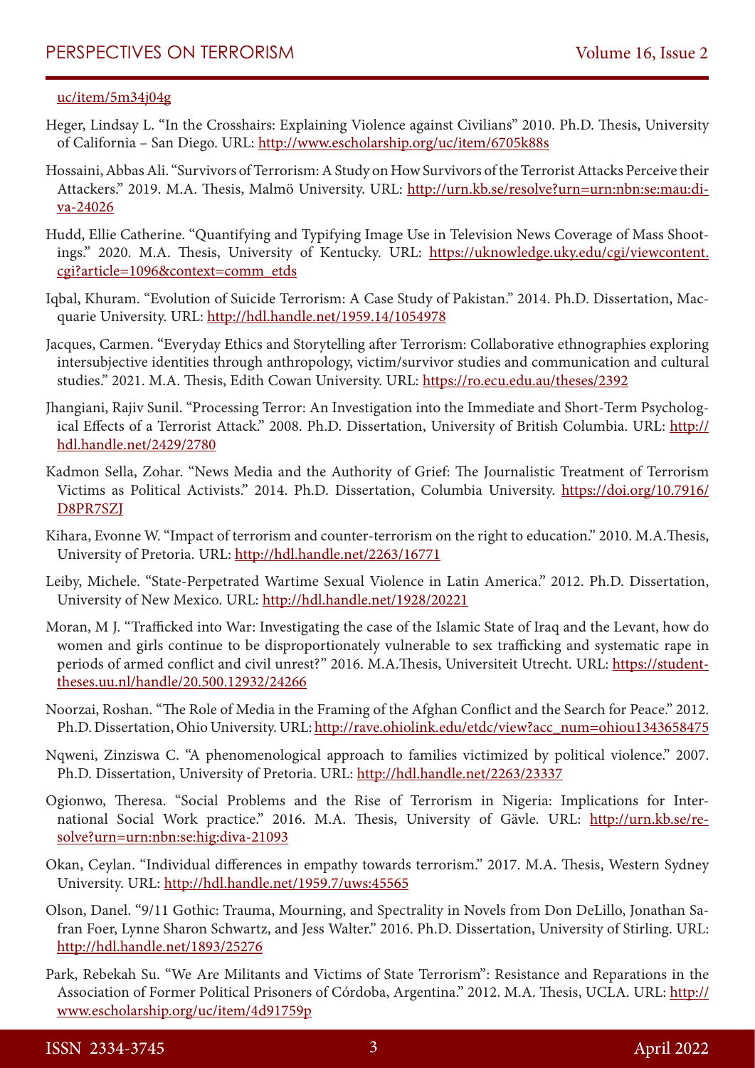uc/item/5m34j04g

Heger, Lindsay L. "In the Crosshairs: Explaining Violence against Civilians" 2010. Ph.D. Thesis, University of California – San Diego. URL: http://www.escholarship.org/uc/item/6705k88s

Hossaini, Abbas Ali. "Survivors of Terrorism: A Study on How Survivors of the Terrorist Attacks Perceive their Attackers." 2019. M.A. Thesis, Malmö University. URL: http://urn.kb.se/resolve?urn=urn:nbn:se:mau:diva-24026

Hudd, Ellie Catherine. "Quantifying and Typifying Image Use in Television News Coverage of Mass Shootings." 2020. M.A. Thesis, University of Kentucky. URL: https://uknowledge.uky.edu/cgi/viewcontent.cgi?article=1096&context=comm_etds

Iqbal, Khuram. "Evolution of Suicide Terrorism: A Case Study of Pakistan." 2014. Ph.D. Dissertation, Macquarie University. URL: http://hdl.handle.net/1959.14/1054978

Jacques, Carmen. "Everyday Ethics and Storytelling after Terrorism: Collaborative ethnographies exploring intersubjective identities through anthropology, victim/survivor studies and communication and cultural studies." 2021. M.A. Thesis, Edith Cowan University. URL: https://ro.ecu.edu.au/theses/2392

Jhangiani, Rajiv Sunil. "Processing Terror: An Investigation into the Immediate and Short-Term Psychological Effects of a Terrorist Attack." 2008. Ph.D. Dissertation, University of British Columbia. URL: http://hdl.handle.net/2429/2780

Kadmon Sella, Zohar. "News Media and the Authority of Grief: The Journalistic Treatment of Terrorism Victims as Political Activists." 2014. Ph.D. Dissertation, Columbia University. https://doi.org/10.7916/D8PR7SZJ

Kihara, Evonne W. "Impact of terrorism and counter-terrorism on the right to education." 2010. M.A.Thesis, University of Pretoria. URL: http://hdl.handle.net/2263/16771

Leiby, Michele. "State-Perpetrated Wartime Sexual Violence in Latin America." 2012. Ph.D. Dissertation, University of New Mexico. URL: http://hdl.handle.net/1928/20221

Moran, M J. "Trafficked into War: Investigating the case of the Islamic State of Iraq and the Levant, how do women and girls continue to be disproportionately vulnerable to sex trafficking and systematic rape in periods of armed conflict and civil unrest?" 2016. M.A.Thesis, Universiteit Utrecht. URL: https://studenttheses.uu.nl/handle/20.500.12932/24266

Noorzai, Roshan. "The Role of Media in the Framing of the Afghan Conflict and the Search for Peace." 2012. Ph.D. Dissertation, Ohio University. URL: http://rave.ohiolink.edu/etdc/view?acc_num=ohiou1343658475

Nqweni, Zinziswa C. "A phenomenological approach to families victimized by political violence." 2007. Ph.D. Dissertation, University of Pretoria. URL: http://hdl.handle.net/2263/23337

Ogionwo, Theresa. "Social Problems and the Rise of Terrorism in Nigeria: Implications for International Social Work practice." 2016. M.A. Thesis, University of Gävle. URL: http://urn.kb.se/resolve?urn=urn:nbn:se:hig:diva-21093

Okan, Ceylan. "Individual differences in empathy towards terrorism." 2017. M.A. Thesis, Western Sydney University. URL: http://hdl.handle.net/1959.7/uws:45565

Olson, Danel. "9/11 Gothic: Trauma, Mourning, and Spectrality in Novels from Don DeLillo, Jonathan Safran Foer, Lynne Sharon Schwartz, and Jess Walter." 2016. Ph.D. Dissertation, University of Stirling. URL: http://hdl.handle.net/1893/25276

Park, Rebekah Su. "We Are Militants and Victims of State Terrorism": Resistance and Reparations in the Association of Former Political Prisoners of Córdoba, Argentina." 2012. M.A. Thesis, UCLA. URL: http://www.escholarship.org/uc/item/4d91759p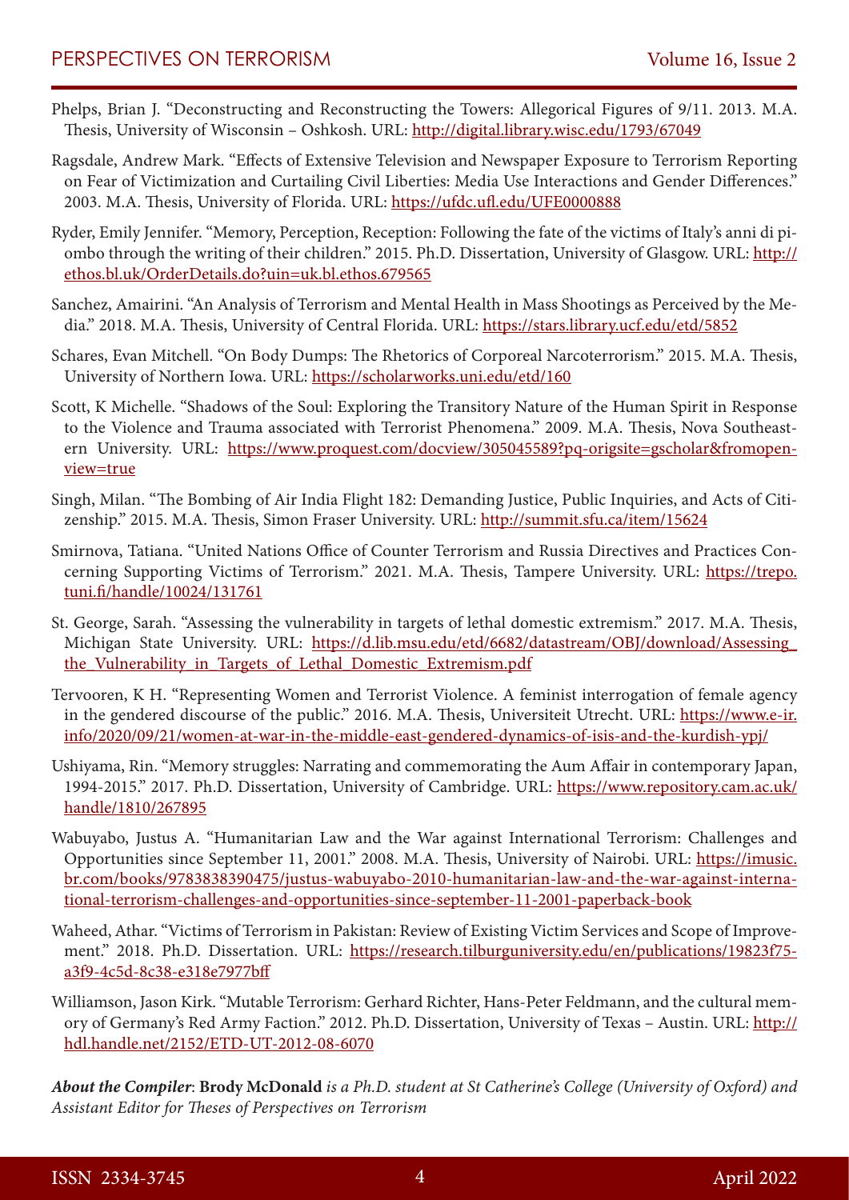Phelps, Brian J. "Deconstructing and Reconstructing the Towers: Allegorical Figures of 9/11. 2013. M.A. Thesis, University of Wisconsin – Oshkosh. URL: http://digital.library.wisc.edu/1793/67049

Ragsdale, Andrew Mark. "Effects of Extensive Television and Newspaper Exposure to Terrorism Reporting on Fear of Victimization and Curtailing Civil Liberties: Media Use Interactions and Gender Differences." 2003. M.A. Thesis, University of Florida. URL: https://ufdc.ufl.edu/UFE0000888

Ryder, Emily Jennifer. "Memory, Perception, Reception: Following the fate of the victims of Italy's anni di piombo through the writing of their children." 2015. Ph.D. Dissertation, University of Glasgow. URL: http://ethos.bl.uk/OrderDetails.do?uin=uk.bl.ethos.679565

Sanchez, Amairini. "An Analysis of Terrorism and Mental Health in Mass Shootings as Perceived by the Media." 2018. M.A. Thesis, University of Central Florida. URL: https://stars.library.ucf.edu/etd/5852

Schares, Evan Mitchell. "On Body Dumps: The Rhetorics of Corporeal Narcoterrorism." 2015. M.A. Thesis, University of Northern Iowa. URL: https://scholarworks.uni.edu/etd/160

Scott, K Michelle. "Shadows of the Soul: Exploring the Transitory Nature of the Human Spirit in Response to the Violence and Trauma associated with Terrorist Phenomena." 2009. M.A. Thesis, Nova Southeastern University. URL: https://www.proquest.com/docview/305045589?pq-origsite=gscholar&fromopenview=true

Singh, Milan. "The Bombing of Air India Flight 182: Demanding Justice, Public Inquiries, and Acts of Citizenship." 2015. M.A. Thesis, Simon Fraser University. URL: http://summit.sfu.ca/item/15624

Smirnova, Tatiana. "United Nations Office of Counter Terrorism and Russia Directives and Practices Concerning Supporting Victims of Terrorism." 2021. M.A. Thesis, Tampere University. URL: https://trepo.tuni.fi/handle/10024/131761

St. George, Sarah. "Assessing the vulnerability in targets of lethal domestic extremism." 2017. M.A. Thesis, Michigan State University. URL: https://d.lib.msu.edu/etd/6682/datastream/OBJ/download/Assessing_the_Vulnerability_in_Targets_of_Lethal_Domestic_Extremism.pdf

Tervooren, K H. "Representing Women and Terrorist Violence. A feminist interrogation of female agency in the gendered discourse of the public." 2016. M.A. Thesis, Universiteit Utrecht. URL: https://www.e-ir.info/2020/09/21/women-at-war-in-the-middle-east-gendered-dynamics-of-isis-and-the-kurdish-ypj/

Ushiyama, Rin. "Memory struggles: Narrating and commemorating the Aum Affair in contemporary Japan, 1994-2015." 2017. Ph.D. Dissertation, University of Cambridge. URL: https://www.repository.cam.ac.uk/handle/1810/267895

Wabuyabo, Justus A. "Humanitarian Law and the War against International Terrorism: Challenges and Opportunities since September 11, 2001." 2008. M.A. Thesis, University of Nairobi. URL: https://imusic.br.com/books/9783838390475/justus-wabuyabo-2010-humanitarian-law-and-the-war-against-international-terrorism-challenges-and-opportunities-since-september-11-2001-paperback-book

Waheed, Athar. "Victims of Terrorism in Pakistan: Review of Existing Victim Services and Scope of Improvement." 2018. Ph.D. Dissertation. URL: https://research.tilburguniversity.edu/en/publications/19823f75-a3f9-4c5d-8c38-e318e7977bff

Williamson, Jason Kirk. "Mutable Terrorism: Gerhard Richter, Hans-Peter Feldmann, and the cultural memory of Germany's Red Army Faction." 2012. Ph.D. Dissertation, University of Texas – Austin. URL: http://hdl.handle.net/2152/ETD-UT-2012-08-6070

***About the Compiler***: **Brody McDonald** *is a Ph.D. student at St Catherine's College (University of Oxford) and Assistant Editor for Theses of Perspectives on Terrorism*